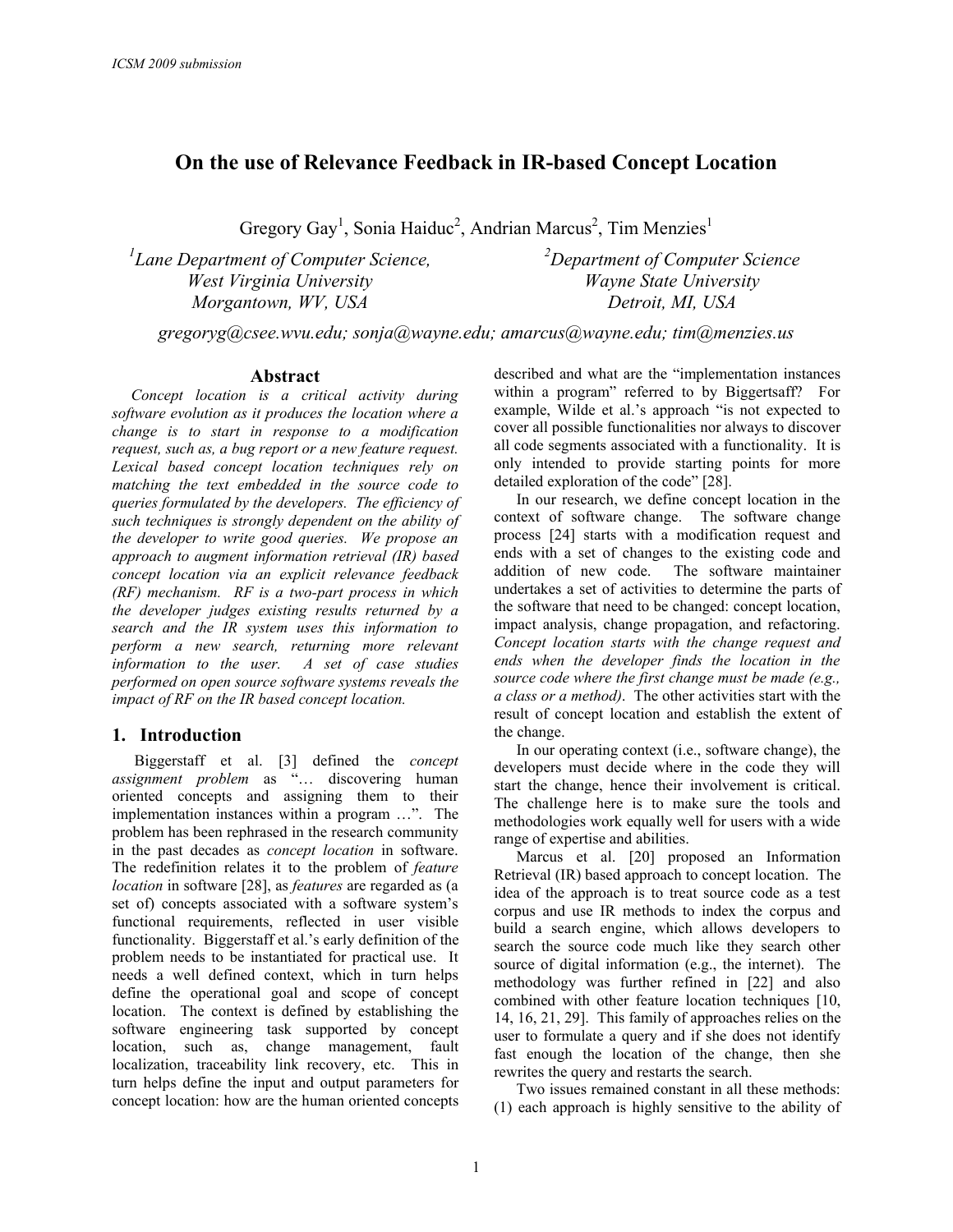# On the use of Relevance Feedback in IR-based Concept Location

Gregory Gay[1], Sonia Haiduc[2], Andrian Marcus[2], Tim Menzies[1]

[1]*Lane Department of Computer Science, West Virginia University, Morgantown, WV, USA*

[2]*Department of Computer Science, Wayne State University, Detroit, MI, USA*

*gregoryg@csee.wvu.edu; sonja@wayne.edu; amarcus@wayne.edu; tim@menzies.us*

## Abstract

*Concept location is a critical activity during software evolution as it produces the location where a change is to start in response to a modification request, such as, a bug report or a new feature request. Lexical based concept location techniques rely on matching the text embedded in the source code to queries formulated by the developers. The efficiency of such techniques is strongly dependent on the ability of the developer to write good queries. We propose an approach to augment information retrieval (IR) based concept location via an explicit relevance feedback (RF) mechanism. RF is a two-part process in which the developer judges existing results returned by a search and the IR system uses this information to perform a new search, returning more relevant information to the user. A set of case studies performed on open source software systems reveals the impact of RF on the IR based concept location.*

## 1. Introduction

Biggerstaff et al. [3] defined the *concept assignment problem* as "… discovering human oriented concepts and assigning them to their implementation instances within a program …". The problem has been rephrased in the research community in the past decades as *concept location* in software. The redefinition relates it to the problem of *feature location* in software [28], as *features* are regarded as (a set of) concepts associated with a software system's functional requirements, reflected in user visible functionality. Biggerstaff et al.'s early definition of the problem needs to be instantiated for practical use. It needs a well defined context, which in turn helps define the operational goal and scope of concept location. The context is defined by establishing the software engineering task supported by concept location, such as, change management, fault localization, traceability link recovery, etc. This in turn helps define the input and output parameters for concept location: how are the human oriented concepts described and what are the "implementation instances within a program" referred to by Biggertsaff? For example, Wilde et al.'s approach "is not expected to cover all possible functionalities nor always to discover all code segments associated with a functionality. It is only intended to provide starting points for more detailed exploration of the code" [28].

In our research, we define concept location in the context of software change. The software change process [24] starts with a modification request and ends with a set of changes to the existing code and addition of new code. The software maintainer undertakes a set of activities to determine the parts of the software that need to be changed: concept location, impact analysis, change propagation, and refactoring. *Concept location starts with the change request and ends when the developer finds the location in the source code where the first change must be made (e.g., a class or a method)*. The other activities start with the result of concept location and establish the extent of the change.

In our operating context (i.e., software change), the developers must decide where in the code they will start the change, hence their involvement is critical. The challenge here is to make sure the tools and methodologies work equally well for users with a wide range of expertise and abilities.

Marcus et al. [20] proposed an Information Retrieval (IR) based approach to concept location. The idea of the approach is to treat source code as a test corpus and use IR methods to index the corpus and build a search engine, which allows developers to search the source code much like they search other source of digital information (e.g., the internet). The methodology was further refined in [22] and also combined with other feature location techniques [10, 14, 16, 21, 29]. This family of approaches relies on the user to formulate a query and if she does not identify fast enough the location of the change, then she rewrites the query and restarts the search.

Two issues remained constant in all these methods: (1) each approach is highly sensitive to the ability of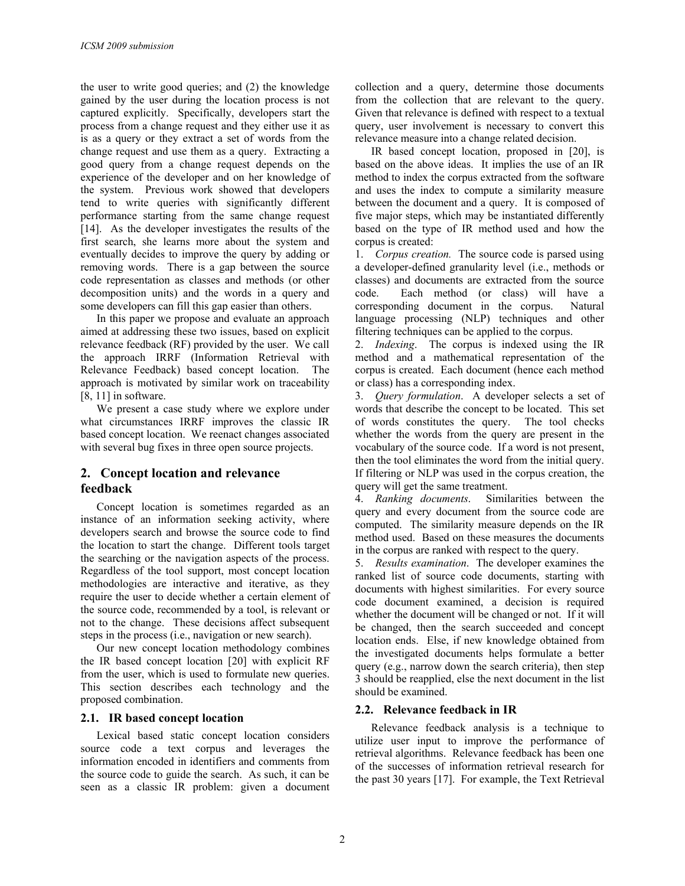the user to write good queries; and (2) the knowledge gained by the user during the location process is not captured explicitly. Specifically, developers start the process from a change request and they either use it as is as a query or they extract a set of words from the change request and use them as a query. Extracting a good query from a change request depends on the experience of the developer and on her knowledge of the system. Previous work showed that developers tend to write queries with significantly different performance starting from the same change request [14]. As the developer investigates the results of the first search, she learns more about the system and eventually decides to improve the query by adding or removing words. There is a gap between the source code representation as classes and methods (or other decomposition units) and the words in a query and some developers can fill this gap easier than others.

In this paper we propose and evaluate an approach aimed at addressing these two issues, based on explicit relevance feedback (RF) provided by the user. We call the approach IRRF (Information Retrieval with Relevance Feedback) based concept location. The approach is motivated by similar work on traceability [8, 11] in software.

We present a case study where we explore under what circumstances IRRF improves the classic IR based concept location. We reenact changes associated with several bug fixes in three open source projects.

## 2. Concept location and relevance feedback

Concept location is sometimes regarded as an instance of an information seeking activity, where developers search and browse the source code to find the location to start the change. Different tools target the searching or the navigation aspects of the process. Regardless of the tool support, most concept location methodologies are interactive and iterative, as they require the user to decide whether a certain element of the source code, recommended by a tool, is relevant or not to the change. These decisions affect subsequent steps in the process (i.e., navigation or new search).

Our new concept location methodology combines the IR based concept location [20] with explicit RF from the user, which is used to formulate new queries. This section describes each technology and the proposed combination.

### 2.1. IR based concept location

Lexical based static concept location considers source code a text corpus and leverages the information encoded in identifiers and comments from the source code to guide the search. As such, it can be seen as a classic IR problem: given a document collection and a query, determine those documents from the collection that are relevant to the query. Given that relevance is defined with respect to a textual query, user involvement is necessary to convert this relevance measure into a change related decision.

IR based concept location, proposed in [20], is based on the above ideas. It implies the use of an IR method to index the corpus extracted from the software and uses the index to compute a similarity measure between the document and a query. It is composed of five major steps, which may be instantiated differently based on the type of IR method used and how the corpus is created:

1. *Corpus creation.* The source code is parsed using a developer-defined granularity level (i.e., methods or classes) and documents are extracted from the source code. Each method (or class) will have a corresponding document in the corpus. Natural language processing (NLP) techniques and other filtering techniques can be applied to the corpus.
2. *Indexing*. The corpus is indexed using the IR method and a mathematical representation of the corpus is created. Each document (hence each method or class) has a corresponding index.
3. *Query formulation*. A developer selects a set of words that describe the concept to be located. This set of words constitutes the query. The tool checks whether the words from the query are present in the vocabulary of the source code. If a word is not present, then the tool eliminates the word from the initial query. If filtering or NLP was used in the corpus creation, the query will get the same treatment.
4. *Ranking documents*. Similarities between the query and every document from the source code are computed. The similarity measure depends on the IR method used. Based on these measures the documents in the corpus are ranked with respect to the query.
5. *Results examination*. The developer examines the ranked list of source code documents, starting with documents with highest similarities. For every source code document examined, a decision is required whether the document will be changed or not. If it will be changed, then the search succeeded and concept location ends. Else, if new knowledge obtained from the investigated documents helps formulate a better query (e.g., narrow down the search criteria), then step 3 should be reapplied, else the next document in the list should be examined.

### 2.2. Relevance feedback in IR

Relevance feedback analysis is a technique to utilize user input to improve the performance of retrieval algorithms. Relevance feedback has been one of the successes of information retrieval research for the past 30 years [17]. For example, the Text Retrieval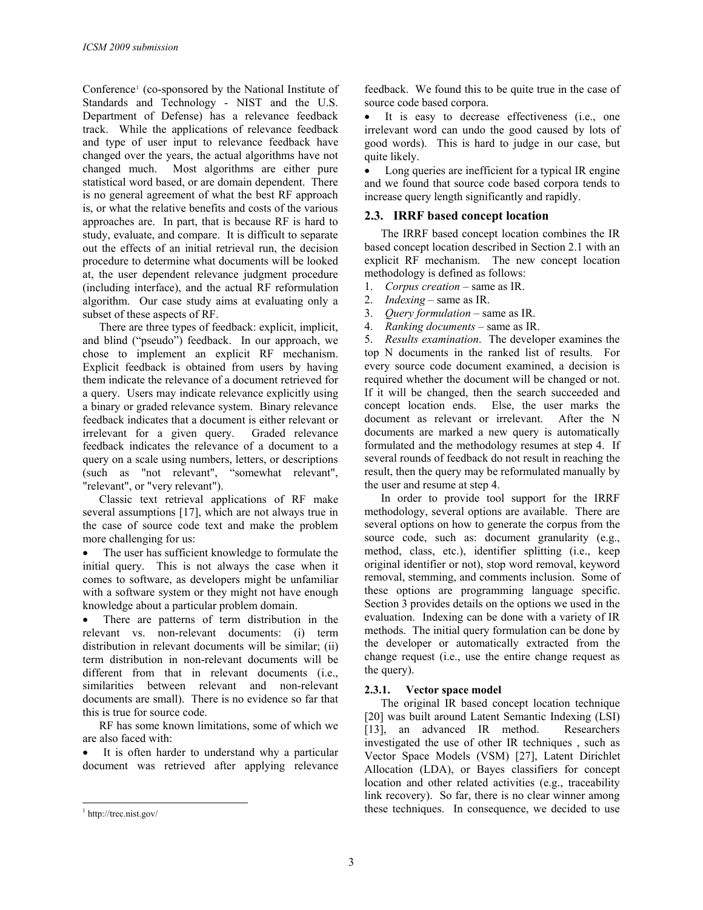Conference[1] (co-sponsored by the National Institute of Standards and Technology - NIST and the U.S. Department of Defense) has a relevance feedback track. While the applications of relevance feedback and type of user input to relevance feedback have changed over the years, the actual algorithms have not changed much. Most algorithms are either pure statistical word based, or are domain dependent. There is no general agreement of what the best RF approach is, or what the relative benefits and costs of the various approaches are. In part, that is because RF is hard to study, evaluate, and compare. It is difficult to separate out the effects of an initial retrieval run, the decision procedure to determine what documents will be looked at, the user dependent relevance judgment procedure (including interface), and the actual RF reformulation algorithm. Our case study aims at evaluating only a subset of these aspects of RF.

There are three types of feedback: explicit, implicit, and blind ("pseudo") feedback. In our approach, we chose to implement an explicit RF mechanism. Explicit feedback is obtained from users by having them indicate the relevance of a document retrieved for a query. Users may indicate relevance explicitly using a binary or graded relevance system. Binary relevance feedback indicates that a document is either relevant or irrelevant for a given query. Graded relevance feedback indicates the relevance of a document to a query on a scale using numbers, letters, or descriptions (such as "not relevant", "somewhat relevant", "relevant", or "very relevant").

Classic text retrieval applications of RF make several assumptions [17], which are not always true in the case of source code text and make the problem more challenging for us:

- The user has sufficient knowledge to formulate the initial query. This is not always the case when it comes to software, as developers might be unfamiliar with a software system or they might not have enough knowledge about a particular problem domain.
- There are patterns of term distribution in the relevant vs. non-relevant documents: (i) term distribution in relevant documents will be similar; (ii) term distribution in non-relevant documents will be different from that in relevant documents (i.e., similarities between relevant and non-relevant documents are small). There is no evidence so far that this is true for source code.

RF has some known limitations, some of which we are also faced with:

- It is often harder to understand why a particular document was retrieved after applying relevance feedback. We found this to be quite true in the case of source code based corpora.
- It is easy to decrease effectiveness (i.e., one irrelevant word can undo the good caused by lots of good words). This is hard to judge in our case, but quite likely.
- Long queries are inefficient for a typical IR engine and we found that source code based corpora tends to increase query length significantly and rapidly.

[1] http://trec.nist.gov/

## 2.3. IRRF based concept location

The IRRF based concept location combines the IR based concept location described in Section 2.1 with an explicit RF mechanism. The new concept location methodology is defined as follows:

1. *Corpus creation* – same as IR.
2. *Indexing* – same as IR.
3. *Query formulation* – same as IR.
4. *Ranking documents* – same as IR.
5. *Results examination*. The developer examines the top N documents in the ranked list of results. For every source code document examined, a decision is required whether the document will be changed or not. If it will be changed, then the search succeeded and concept location ends. Else, the user marks the document as relevant or irrelevant. After the N documents are marked a new query is automatically formulated and the methodology resumes at step 4. If several rounds of feedback do not result in reaching the result, then the query may be reformulated manually by the user and resume at step 4.

In order to provide tool support for the IRRF methodology, several options are available. There are several options on how to generate the corpus from the source code, such as: document granularity (e.g., method, class, etc.), identifier splitting (i.e., keep original identifier or not), stop word removal, keyword removal, stemming, and comments inclusion. Some of these options are programming language specific. Section 3 provides details on the options we used in the evaluation. Indexing can be done with a variety of IR methods. The initial query formulation can be done by the developer or automatically extracted from the change request (i.e., use the entire change request as the query).

### 2.3.1. Vector space model

The original IR based concept location technique [20] was built around Latent Semantic Indexing (LSI) [13], an advanced IR method. Researchers investigated the use of other IR techniques , such as Vector Space Models (VSM) [27], Latent Dirichlet Allocation (LDA), or Bayes classifiers for concept location and other related activities (e.g., traceability link recovery). So far, there is no clear winner among these techniques. In consequence, we decided to use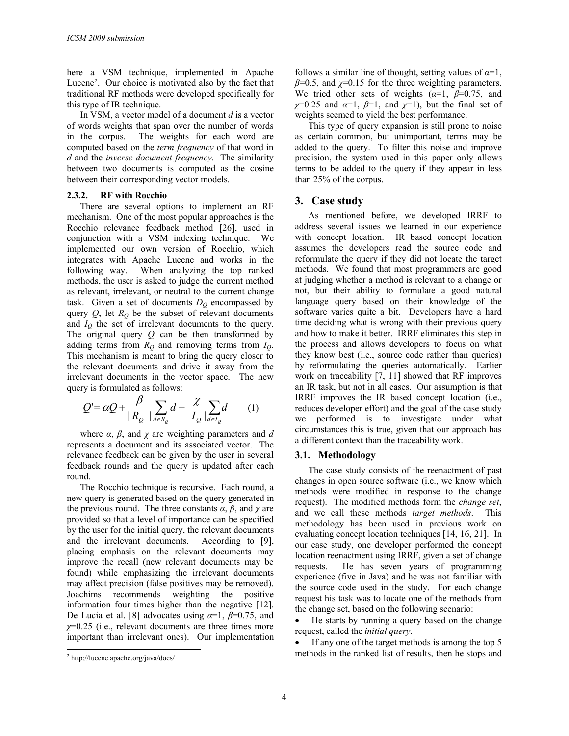here a VSM technique, implemented in Apache Lucene[2]. Our choice is motivated also by the fact that traditional RF methods were developed specifically for this type of IR technique.

In VSM, a vector model of a document *d* is a vector of words weights that span over the number of words in the corpus. The weights for each word are computed based on the *term frequency* of that word in *d* and the *inverse document frequency*. The similarity between two documents is computed as the cosine between their corresponding vector models.

#### 2.3.2. RF with Rocchio

There are several options to implement an RF mechanism. One of the most popular approaches is the Rocchio relevance feedback method [26], used in conjunction with a VSM indexing technique. We implemented our own version of Rocchio, which integrates with Apache Lucene and works in the following way. When analyzing the top ranked methods, the user is asked to judge the current method as relevant, irrelevant, or neutral to the current change task. Given a set of documents $D_Q$ encompassed by query $Q$, let $R_Q$ be the subset of relevant documents and $I_Q$ the set of irrelevant documents to the query. The original query $Q$ can be then transformed by adding terms from $R_Q$ and removing terms from $I_Q$. This mechanism is meant to bring the query closer to the relevant documents and drive it away from the irrelevant documents in the vector space. The new query is formulated as follows:

$$Q' = \alpha Q + \frac{\beta}{|R_Q|}\sum_{d \in R_Q} d - \frac{\chi}{|I_Q|}\sum_{d \in I_Q} d \qquad (1)$$

where $\alpha$, $\beta$, and $\chi$ are weighting parameters and *d* represents a document and its associated vector. The relevance feedback can be given by the user in several feedback rounds and the query is updated after each round.

The Rocchio technique is recursive. Each round, a new query is generated based on the query generated in the previous round. The three constants $\alpha$, $\beta$, and $\chi$ are provided so that a level of importance can be specified by the user for the initial query, the relevant documents and the irrelevant documents. According to [9], placing emphasis on the relevant documents may improve the recall (new relevant documents may be found) while emphasizing the irrelevant documents may affect precision (false positives may be removed). Joachims recommends weighting the positive information four times higher than the negative [12]. De Lucia et al. [8] advocates using $\alpha$=1, $\beta$=0.75, and $\chi$=0.25 (i.e., relevant documents are three times more important than irrelevant ones). Our implementation follows a similar line of thought, setting values of $\alpha$=1, $\beta$=0.5, and $\chi$=0.15 for the three weighting parameters. We tried other sets of weights ($\alpha$=1, $\beta$=0.75, and $\chi$=0.25 and $\alpha$=1, $\beta$=1, and $\chi$=1), but the final set of weights seemed to yield the best performance.

This type of query expansion is still prone to noise as certain common, but unimportant, terms may be added to the query. To filter this noise and improve precision, the system used in this paper only allows terms to be added to the query if they appear in less than 25% of the corpus.

## 3. Case study

As mentioned before, we developed IRRF to address several issues we learned in our experience with concept location. IR based concept location assumes the developers read the source code and reformulate the query if they did not locate the target methods. We found that most programmers are good at judging whether a method is relevant to a change or not, but their ability to formulate a good natural language query based on their knowledge of the software varies quite a bit. Developers have a hard time deciding what is wrong with their previous query and how to make it better. IRRF eliminates this step in the process and allows developers to focus on what they know best (i.e., source code rather than queries) by reformulating the queries automatically. Earlier work on traceability [7, 11] showed that RF improves an IR task, but not in all cases. Our assumption is that IRRF improves the IR based concept location (i.e., reduces developer effort) and the goal of the case study we performed is to investigate under what circumstances this is true, given that our approach has a different context than the traceability work.

### 3.1. Methodology

The case study consists of the reenactment of past changes in open source software (i.e., we know which methods were modified in response to the change request). The modified methods form the *change set*, and we call these methods *target methods*. This methodology has been used in previous work on evaluating concept location techniques [14, 16, 21]. In our case study, one developer performed the concept location reenactment using IRRF, given a set of change requests. He has seven years of programming experience (five in Java) and he was not familiar with the source code used in the study. For each change request his task was to locate one of the methods from the change set, based on the following scenario:

- He starts by running a query based on the change request, called the *initial query*.
- If any one of the target methods is among the top 5 methods in the ranked list of results, then he stops and

[2] http://lucene.apache.org/java/docs/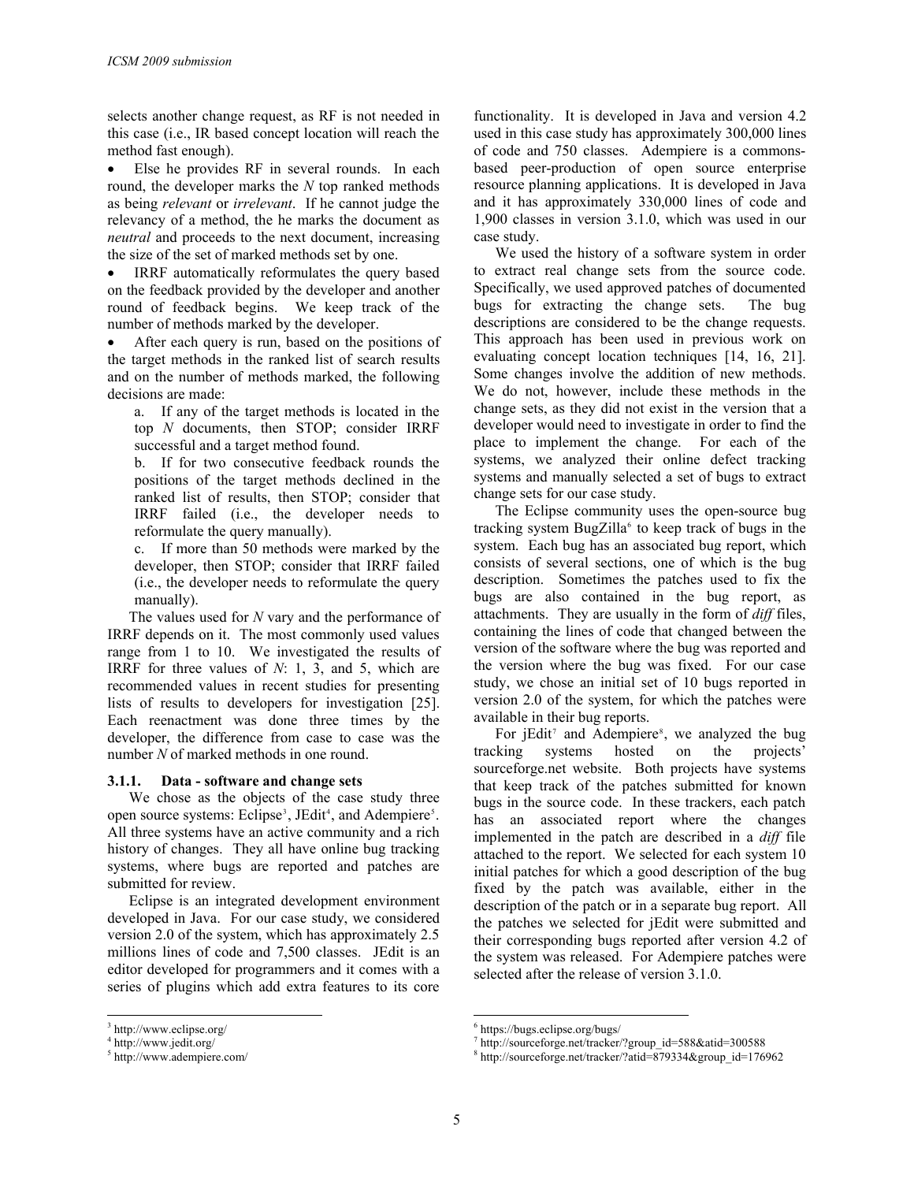selects another change request, as RF is not needed in this case (i.e., IR based concept location will reach the method fast enough).

- Else he provides RF in several rounds. In each round, the developer marks the $N$ top ranked methods as being *relevant* or *irrelevant*. If he cannot judge the relevancy of a method, the he marks the document as *neutral* and proceeds to the next document, increasing the size of the set of marked methods set by one.
- IRRF automatically reformulates the query based on the feedback provided by the developer and another round of feedback begins. We keep track of the number of methods marked by the developer.
- After each query is run, based on the positions of the target methods in the ranked list of search results and on the number of methods marked, the following decisions are made:

  a. If any of the target methods is located in the top $N$ documents, then STOP; consider IRRF successful and a target method found.

  b. If for two consecutive feedback rounds the positions of the target methods declined in the ranked list of results, then STOP; consider that IRRF failed (i.e., the developer needs to reformulate the query manually).

  c. If more than 50 methods were marked by the developer, then STOP; consider that IRRF failed (i.e., the developer needs to reformulate the query manually).

The values used for $N$ vary and the performance of IRRF depends on it. The most commonly used values range from 1 to 10. We investigated the results of IRRF for three values of $N$: 1, 3, and 5, which are recommended values in recent studies for presenting lists of results to developers for investigation [25]. Each reenactment was done three times by the developer, the difference from case to case was the number $N$ of marked methods in one round.

#### 3.1.1. Data - software and change sets

We chose as the objects of the case study three open source systems: Eclipse[3], JEdit[4], and Adempiere[5]. All three systems have an active community and a rich history of changes. They all have online bug tracking systems, where bugs are reported and patches are submitted for review.

Eclipse is an integrated development environment developed in Java. For our case study, we considered version 2.0 of the system, which has approximately 2.5 millions lines of code and 7,500 classes. JEdit is an editor developed for programmers and it comes with a series of plugins which add extra features to its core functionality. It is developed in Java and version 4.2 used in this case study has approximately 300,000 lines of code and 750 classes. Adempiere is a commons-based peer-production of open source enterprise resource planning applications. It is developed in Java and it has approximately 330,000 lines of code and 1,900 classes in version 3.1.0, which was used in our case study.

We used the history of a software system in order to extract real change sets from the source code. Specifically, we used approved patches of documented bugs for extracting the change sets. The bug descriptions are considered to be the change requests. This approach has been used in previous work on evaluating concept location techniques [14, 16, 21]. Some changes involve the addition of new methods. We do not, however, include these methods in the change sets, as they did not exist in the version that a developer would need to investigate in order to find the place to implement the change. For each of the systems, we analyzed their online defect tracking systems and manually selected a set of bugs to extract change sets for our case study.

The Eclipse community uses the open-source bug tracking system BugZilla[6] to keep track of bugs in the system. Each bug has an associated bug report, which consists of several sections, one of which is the bug description. Sometimes the patches used to fix the bugs are also contained in the bug report, as attachments. They are usually in the form of *diff* files, containing the lines of code that changed between the version of the software where the bug was reported and the version where the bug was fixed. For our case study, we chose an initial set of 10 bugs reported in version 2.0 of the system, for which the patches were available in their bug reports.

For jEdit[7] and Adempiere[8], we analyzed the bug tracking systems hosted on the projects' sourceforge.net website. Both projects have systems that keep track of the patches submitted for known bugs in the source code. In these trackers, each patch has an associated report where the changes implemented in the patch are described in a *diff* file attached to the report. We selected for each system 10 initial patches for which a good description of the bug fixed by the patch was available, either in the description of the patch or in a separate bug report. All the patches we selected for jEdit were submitted and their corresponding bugs reported after version 4.2 of the system was released. For Adempiere patches were selected after the release of version 3.1.0.

---

[3] http://www.eclipse.org/

[4] http://www.jedit.org/

[5] http://www.adempiere.com/

[6] https://bugs.eclipse.org/bugs/

[7] http://sourceforge.net/tracker/?group_id=588&atid=300588

[8] http://sourceforge.net/tracker/?atid=879334&group_id=176962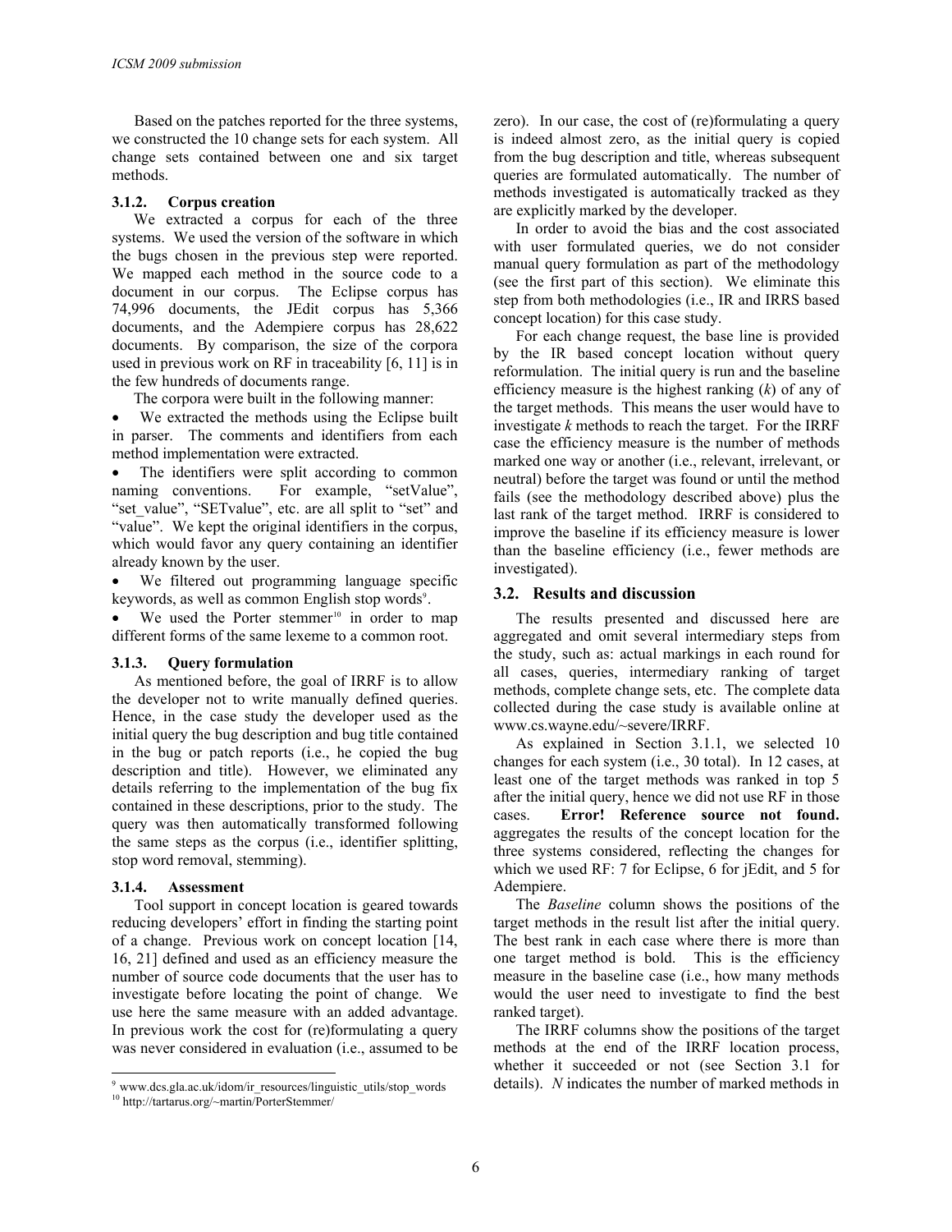Based on the patches reported for the three systems, we constructed the 10 change sets for each system. All change sets contained between one and six target methods.

#### 3.1.2. Corpus creation

We extracted a corpus for each of the three systems. We used the version of the software in which the bugs chosen in the previous step were reported. We mapped each method in the source code to a document in our corpus. The Eclipse corpus has 74,996 documents, the JEdit corpus has 5,366 documents, and the Adempiere corpus has 28,622 documents. By comparison, the size of the corpora used in previous work on RF in traceability [6, 11] is in the few hundreds of documents range.

The corpora were built in the following manner:

- We extracted the methods using the Eclipse built in parser. The comments and identifiers from each method implementation were extracted.
- The identifiers were split according to common naming conventions. For example, "setValue", "set_value", "SETvalue", etc. are all split to "set" and "value". We kept the original identifiers in the corpus, which would favor any query containing an identifier already known by the user.
- We filtered out programming language specific keywords, as well as common English stop words[9].
- We used the Porter stemmer[10] in order to map different forms of the same lexeme to a common root.

#### 3.1.3. Query formulation

As mentioned before, the goal of IRRF is to allow the developer not to write manually defined queries. Hence, in the case study the developer used as the initial query the bug description and bug title contained in the bug or patch reports (i.e., he copied the bug description and title). However, we eliminated any details referring to the implementation of the bug fix contained in these descriptions, prior to the study. The query was then automatically transformed following the same steps as the corpus (i.e., identifier splitting, stop word removal, stemming).

#### 3.1.4. Assessment

Tool support in concept location is geared towards reducing developers' effort in finding the starting point of a change. Previous work on concept location [14, 16, 21] defined and used as an efficiency measure the number of source code documents that the user has to investigate before locating the point of change. We use here the same measure with an added advantage. In previous work the cost for (re)formulating a query was never considered in evaluation (i.e., assumed to be zero). In our case, the cost of (re)formulating a query is indeed almost zero, as the initial query is copied from the bug description and title, whereas subsequent queries are formulated automatically. The number of methods investigated is automatically tracked as they are explicitly marked by the developer.

In order to avoid the bias and the cost associated with user formulated queries, we do not consider manual query formulation as part of the methodology (see the first part of this section). We eliminate this step from both methodologies (i.e., IR and IRRS based concept location) for this case study.

For each change request, the base line is provided by the IR based concept location without query reformulation. The initial query is run and the baseline efficiency measure is the highest ranking ($k$) of any of the target methods. This means the user would have to investigate $k$ methods to reach the target. For the IRRF case the efficiency measure is the number of methods marked one way or another (i.e., relevant, irrelevant, or neutral) before the target was found or until the method fails (see the methodology described above) plus the last rank of the target method. IRRF is considered to improve the baseline if its efficiency measure is lower than the baseline efficiency (i.e., fewer methods are investigated).

### 3.2. Results and discussion

The results presented and discussed here are aggregated and omit several intermediary steps from the study, such as: actual markings in each round for all cases, queries, intermediary ranking of target methods, complete change sets, etc. The complete data collected during the case study is available online at www.cs.wayne.edu/~severe/IRRF.

As explained in Section 3.1.1, we selected 10 changes for each system (i.e., 30 total). In 12 cases, at least one of the target methods was ranked in top 5 after the initial query, hence we did not use RF in those cases. **Error! Reference source not found.** aggregates the results of the concept location for the three systems considered, reflecting the changes for which we used RF: 7 for Eclipse, 6 for jEdit, and 5 for Adempiere.

The *Baseline* column shows the positions of the target methods in the result list after the initial query. The best rank in each case where there is more than one target method is bold. This is the efficiency measure in the baseline case (i.e., how many methods would the user need to investigate to find the best ranked target).

The IRRF columns show the positions of the target methods at the end of the IRRF location process, whether it succeeded or not (see Section 3.1 for details). $N$ indicates the number of marked methods in

[9] www.dcs.gla.ac.uk/idom/ir_resources/linguistic_utils/stop_words

[10] http://tartarus.org/~martin/PorterStemmer/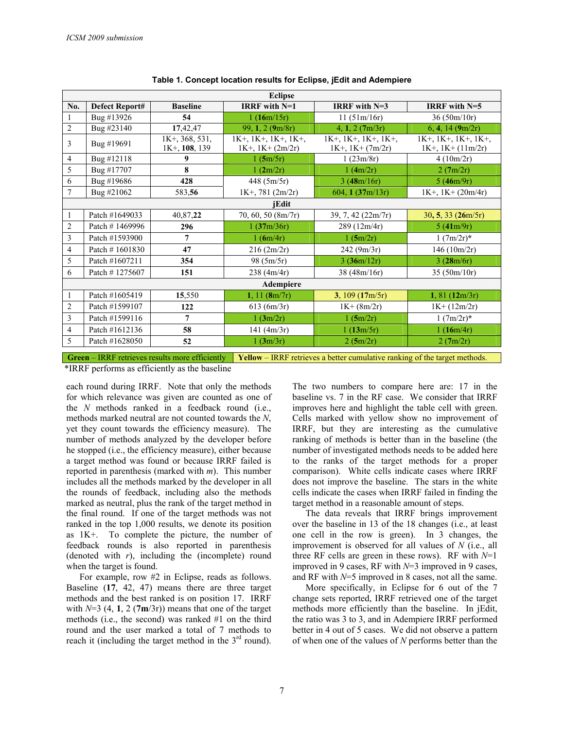**Table 1. Concept location results for Eclipse, jEdit and Adempiere**

| No. | Defect Report# | Baseline | IRRF with N=1 | IRRF with N=3 | IRRF with N=5 |
|---|---|---|---|---|---|
| **Eclipse** | | | | | |
| 1 | Bug #13926 | **54** | 1 (**16**m/15r) | 11 (51m/16r) | 36 (50m/10r) |
| 2 | Bug #23140 | **17**,42,47 | 99, **1**, 2 (**9**m/8r) | 4, **1**, 2 (**7**m/3r) | 6, **4**, 14 (**9**m/2r) |
| 3 | Bug #19691 | 1K+, 368, 531, 1K+, **108**, 139 | 1K+, 1K+, 1K+, 1K+, 1K+, 1K+ (2m/2r) | 1K+, 1K+, 1K+, 1K+, 1K+, 1K+ (7m/2r) | 1K+, 1K+, 1K+, 1K+, 1K+, 1K+ (11m/2r) |
| 4 | Bug #12118 | **9** | 1 (**5**m/5r) | 1 (23m/8r) | 4 (10m/2r) |
| 5 | Bug #17707 | **8** | 1 (**2**m/2r) | 1 (**4**m/2r) | 2 (**7**m/2r) |
| 6 | Bug #19686 | **428** | 448 (5m/5r) | 3 (**48**m/16r) | 5 (**46**m/9r) |
| 7 | Bug #21062 | 583,**56** | 1K+, 781 (2m/2r) | 604, **1** (**37**m/13r) | 1K+, 1K+ (20m/4r) |
| **jEdit** | | | | | |
| 1 | Patch #1649033 | 40,87,**22** | 70, 60, 50 (8m/7r) | 39, 7, 42 (22m/7r) | 30, **5**, 33 (**26**m/5r) |
| 2 | Patch # 1469996 | **296** | 1 (**37**m/36r) | 289 (12m/4r) | 5 (**41**m/9r) |
| 3 | Patch #1593900 | **7** | 1 (**6**m/4r) | 1 (**5**m/2r) | 1 (7m/2r)* |
| 4 | Patch # 1601830 | **47** | 216 (2m/2r) | 242 (9m/3r) | 146 (10m/2r) |
| 5 | Patch #1607211 | **354** | 98 (5m/5r) | 3 (**36**m/12r) | 3 (**28**m/6r) |
| 6 | Patch # 1275607 | **151** | 238 (4m/4r) | 38 (48m/16r) | 35 (50m/10r) |
| **Adempiere** | | | | | |
| 1 | Patch #1605419 | **15**,550 | **1**, 11 (**8**m/7r) | **3**, 109 (**17**m/5r) | **1**, 81 (**12**m/3r) |
| 2 | Patch #1599107 | **122** | 613 (6m/3r) | 1K+ (8m/2r) | 1K+ (12m/2r) |
| 3 | Patch #1599116 | **7** | 1 (**3**m/2r) | 1 (**5**m/2r) | 1 (7m/2r)* |
| 4 | Patch #1612136 | **58** | 141 (4m/3r) | 1 (**13**m/5r) | 1 (**16**m/4r) |
| 5 | Patch #1628050 | **52** | 1 (**3**m/3r) | 2 (**5**m/2r) | 2 (**7**m/2r) |

**Green** – IRRF retrieves results more efficiently | **Yellow** – IRRF retrieves a better cumulative ranking of the target methods.

*IRRF performs as efficiently as the baseline

each round during IRRF. Note that only the methods for which relevance was given are counted as one of the *N* methods ranked in a feedback round (i.e., methods marked neutral are not counted towards the *N*, yet they count towards the efficiency measure). The number of methods analyzed by the developer before he stopped (i.e., the efficiency measure), either because a target method was found or because IRRF failed is reported in parenthesis (marked with *m*). This number includes all the methods marked by the developer in all the rounds of feedback, including also the methods marked as neutral, plus the rank of the target method in the final round. If one of the target methods was not ranked in the top 1,000 results, we denote its position as 1K+. To complete the picture, the number of feedback rounds is also reported in parenthesis (denoted with *r*), including the (incomplete) round when the target is found.

For example, row #2 in Eclipse, reads as follows. Baseline (**17**, 42, 47) means there are three target methods and the best ranked is on position 17. IRRF with *N*=3 (4, **1**, 2 (**7m**/3r)) means that one of the target methods (i.e., the second) was ranked #1 on the third round and the user marked a total of 7 methods to reach it (including the target method in the 3rd round). The two numbers to compare here are: 17 in the baseline vs. 7 in the RF case. We consider that IRRF improves here and highlight the table cell with green. Cells marked with yellow show no improvement of IRRF, but they are interesting as the cumulative ranking of the target methods is better than in the baseline (the number of investigated methods needs to be added here to the ranks of the target methods for a proper comparison). White cells indicate cases where IRRF does not improve the baseline. The stars in the white cells indicate the cases when IRRF failed in finding the target method in a reasonable amount of steps.

The data reveals that IRRF brings improvement over the baseline in 13 of the 18 changes (i.e., at least one cell in the row is green). In 3 changes, the improvement is observed for all values of *N* (i.e., all three RF cells are green in these rows). RF with *N*=1 improved in 9 cases, RF with *N*=3 improved in 9 cases, and RF with *N*=5 improved in 8 cases, not all the same.

More specifically, in Eclipse for 6 out of the 7 change sets reported, IRRF retrieved one of the target methods more efficiently than the baseline. In jEdit, the ratio was 3 to 3, and in Adempiere IRRF performed better in 4 out of 5 cases. We did not observe a pattern of when one of the values of *N* performs better than the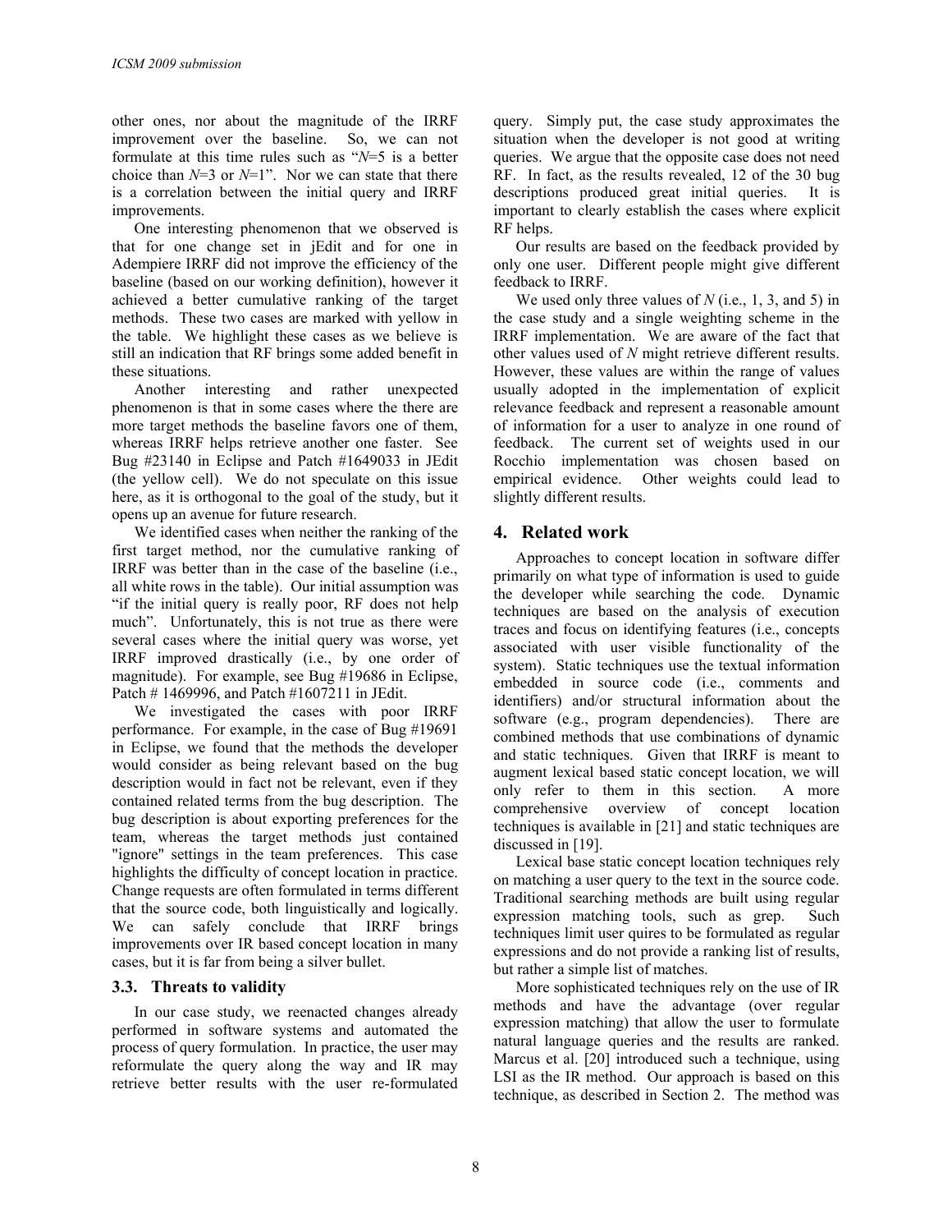other ones, nor about the magnitude of the IRRF improvement over the baseline. So, we can not formulate at this time rules such as "*N*=5 is a better choice than *N*=3 or *N*=1". Nor we can state that there is a correlation between the initial query and IRRF improvements.

One interesting phenomenon that we observed is that for one change set in jEdit and for one in Adempiere IRRF did not improve the efficiency of the baseline (based on our working definition), however it achieved a better cumulative ranking of the target methods. These two cases are marked with yellow in the table. We highlight these cases as we believe is still an indication that RF brings some added benefit in these situations.

Another interesting and rather unexpected phenomenon is that in some cases where the there are more target methods the baseline favors one of them, whereas IRRF helps retrieve another one faster. See Bug #23140 in Eclipse and Patch #1649033 in JEdit (the yellow cell). We do not speculate on this issue here, as it is orthogonal to the goal of the study, but it opens up an avenue for future research.

We identified cases when neither the ranking of the first target method, nor the cumulative ranking of IRRF was better than in the case of the baseline (i.e., all white rows in the table). Our initial assumption was "if the initial query is really poor, RF does not help much". Unfortunately, this is not true as there were several cases where the initial query was worse, yet IRRF improved drastically (i.e., by one order of magnitude). For example, see Bug #19686 in Eclipse, Patch # 1469996, and Patch #1607211 in JEdit.

We investigated the cases with poor IRRF performance. For example, in the case of Bug #19691 in Eclipse, we found that the methods the developer would consider as being relevant based on the bug description would in fact not be relevant, even if they contained related terms from the bug description. The bug description is about exporting preferences for the team, whereas the target methods just contained "ignore" settings in the team preferences. This case highlights the difficulty of concept location in practice. Change requests are often formulated in terms different that the source code, both linguistically and logically. We can safely conclude that IRRF brings improvements over IR based concept location in many cases, but it is far from being a silver bullet.

### 3.3. Threats to validity

In our case study, we reenacted changes already performed in software systems and automated the process of query formulation. In practice, the user may reformulate the query along the way and IR may retrieve better results with the user re-formulated query. Simply put, the case study approximates the situation when the developer is not good at writing queries. We argue that the opposite case does not need RF. In fact, as the results revealed, 12 of the 30 bug descriptions produced great initial queries. It is important to clearly establish the cases where explicit RF helps.

Our results are based on the feedback provided by only one user. Different people might give different feedback to IRRF.

We used only three values of *N* (i.e., 1, 3, and 5) in the case study and a single weighting scheme in the IRRF implementation. We are aware of the fact that other values used of *N* might retrieve different results. However, these values are within the range of values usually adopted in the implementation of explicit relevance feedback and represent a reasonable amount of information for a user to analyze in one round of feedback. The current set of weights used in our Rocchio implementation was chosen based on empirical evidence. Other weights could lead to slightly different results.

## 4. Related work

Approaches to concept location in software differ primarily on what type of information is used to guide the developer while searching the code. Dynamic techniques are based on the analysis of execution traces and focus on identifying features (i.e., concepts associated with user visible functionality of the system). Static techniques use the textual information embedded in source code (i.e., comments and identifiers) and/or structural information about the software (e.g., program dependencies). There are combined methods that use combinations of dynamic and static techniques. Given that IRRF is meant to augment lexical based static concept location, we will only refer to them in this section. A more comprehensive overview of concept location techniques is available in [21] and static techniques are discussed in [19].

Lexical base static concept location techniques rely on matching a user query to the text in the source code. Traditional searching methods are built using regular expression matching tools, such as grep. Such techniques limit user quires to be formulated as regular expressions and do not provide a ranking list of results, but rather a simple list of matches.

More sophisticated techniques rely on the use of IR methods and have the advantage (over regular expression matching) that allow the user to formulate natural language queries and the results are ranked. Marcus et al. [20] introduced such a technique, using LSI as the IR method. Our approach is based on this technique, as described in Section 2. The method was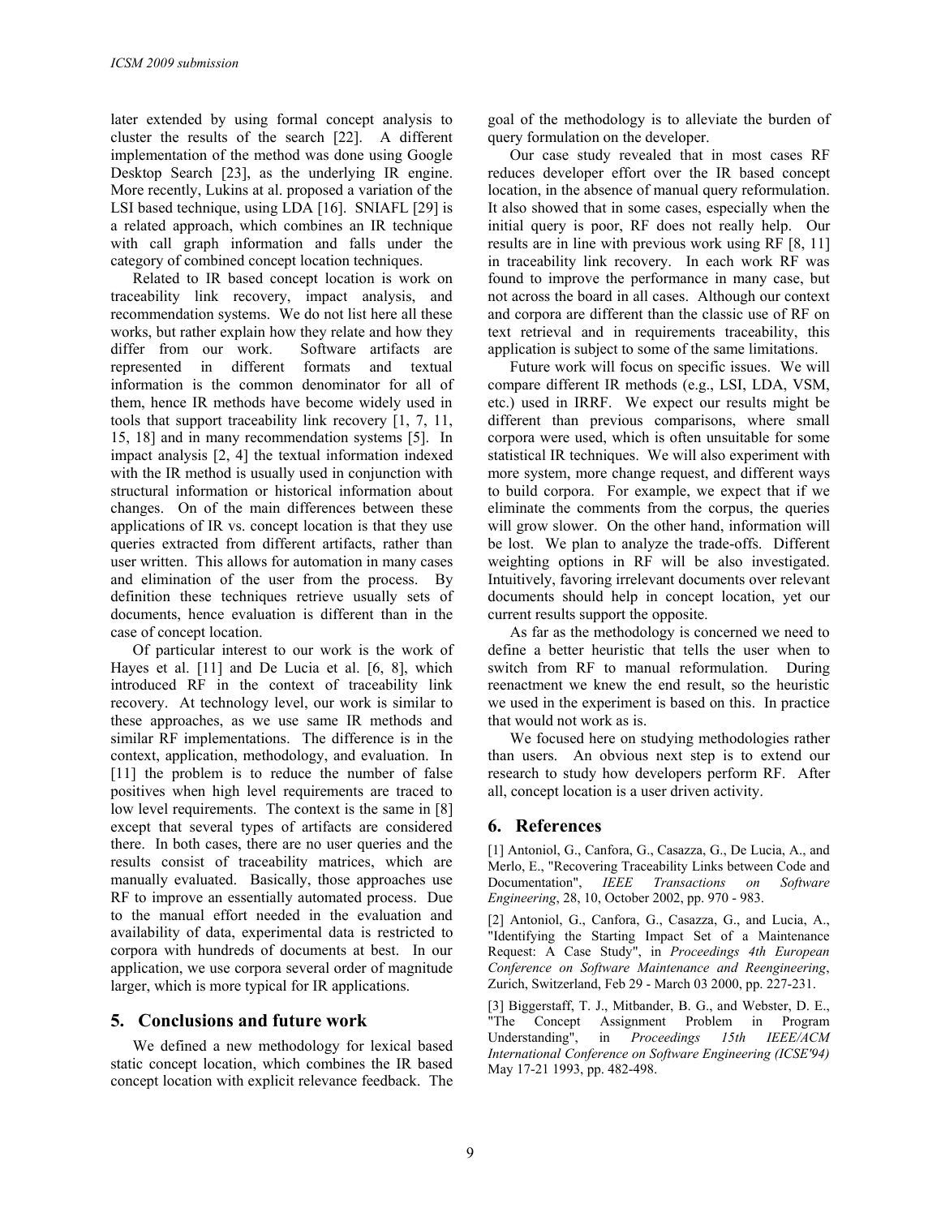later extended by using formal concept analysis to cluster the results of the search [22]. A different implementation of the method was done using Google Desktop Search [23], as the underlying IR engine. More recently, Lukins at al. proposed a variation of the LSI based technique, using LDA [16]. SNIAFL [29] is a related approach, which combines an IR technique with call graph information and falls under the category of combined concept location techniques.

Related to IR based concept location is work on traceability link recovery, impact analysis, and recommendation systems. We do not list here all these works, but rather explain how they relate and how they differ from our work. Software artifacts are represented in different formats and textual information is the common denominator for all of them, hence IR methods have become widely used in tools that support traceability link recovery [1, 7, 11, 15, 18] and in many recommendation systems [5]. In impact analysis [2, 4] the textual information indexed with the IR method is usually used in conjunction with structural information or historical information about changes. On of the main differences between these applications of IR vs. concept location is that they use queries extracted from different artifacts, rather than user written. This allows for automation in many cases and elimination of the user from the process. By definition these techniques retrieve usually sets of documents, hence evaluation is different than in the case of concept location.

Of particular interest to our work is the work of Hayes et al. [11] and De Lucia et al. [6, 8], which introduced RF in the context of traceability link recovery. At technology level, our work is similar to these approaches, as we use same IR methods and similar RF implementations. The difference is in the context, application, methodology, and evaluation. In [11] the problem is to reduce the number of false positives when high level requirements are traced to low level requirements. The context is the same in [8] except that several types of artifacts are considered there. In both cases, there are no user queries and the results consist of traceability matrices, which are manually evaluated. Basically, those approaches use RF to improve an essentially automated process. Due to the manual effort needed in the evaluation and availability of data, experimental data is restricted to corpora with hundreds of documents at best. In our application, we use corpora several order of magnitude larger, which is more typical for IR applications.

## 5. Conclusions and future work

We defined a new methodology for lexical based static concept location, which combines the IR based concept location with explicit relevance feedback. The goal of the methodology is to alleviate the burden of query formulation on the developer.

Our case study revealed that in most cases RF reduces developer effort over the IR based concept location, in the absence of manual query reformulation. It also showed that in some cases, especially when the initial query is poor, RF does not really help. Our results are in line with previous work using RF [8, 11] in traceability link recovery. In each work RF was found to improve the performance in many case, but not across the board in all cases. Although our context and corpora are different than the classic use of RF on text retrieval and in requirements traceability, this application is subject to some of the same limitations.

Future work will focus on specific issues. We will compare different IR methods (e.g., LSI, LDA, VSM, etc.) used in IRRF. We expect our results might be different than previous comparisons, where small corpora were used, which is often unsuitable for some statistical IR techniques. We will also experiment with more system, more change request, and different ways to build corpora. For example, we expect that if we eliminate the comments from the corpus, the queries will grow slower. On the other hand, information will be lost. We plan to analyze the trade-offs. Different weighting options in RF will be also investigated. Intuitively, favoring irrelevant documents over relevant documents should help in concept location, yet our current results support the opposite.

As far as the methodology is concerned we need to define a better heuristic that tells the user when to switch from RF to manual reformulation. During reenactment we knew the end result, so the heuristic we used in the experiment is based on this. In practice that would not work as is.

We focused here on studying methodologies rather than users. An obvious next step is to extend our research to study how developers perform RF. After all, concept location is a user driven activity.

## 6. References

[1] Antoniol, G., Canfora, G., Casazza, G., De Lucia, A., and Merlo, E., "Recovering Traceability Links between Code and Documentation", *IEEE Transactions on Software Engineering*, 28, 10, October 2002, pp. 970 - 983.

[2] Antoniol, G., Canfora, G., Casazza, G., and Lucia, A., "Identifying the Starting Impact Set of a Maintenance Request: A Case Study", in *Proceedings 4th European Conference on Software Maintenance and Reengineering*, Zurich, Switzerland, Feb 29 - March 03 2000, pp. 227-231.

[3] Biggerstaff, T. J., Mitbander, B. G., and Webster, D. E., "The Concept Assignment Problem in Program Understanding", in *Proceedings 15th IEEE/ACM International Conference on Software Engineering (ICSE'94)* May 17-21 1993, pp. 482-498.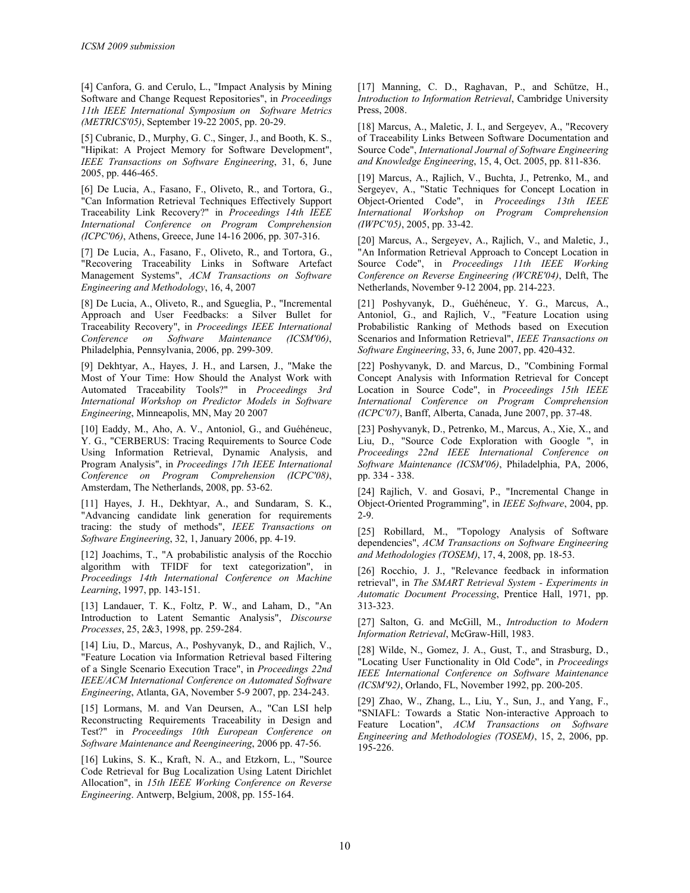[4] Canfora, G. and Cerulo, L., "Impact Analysis by Mining Software and Change Request Repositories", in *Proceedings 11th IEEE International Symposium on Software Metrics (METRICS'05)*, September 19-22 2005, pp. 20-29.

[5] Cubranic, D., Murphy, G. C., Singer, J., and Booth, K. S., "Hipikat: A Project Memory for Software Development", *IEEE Transactions on Software Engineering*, 31, 6, June 2005, pp. 446-465.

[6] De Lucia, A., Fasano, F., Oliveto, R., and Tortora, G., "Can Information Retrieval Techniques Effectively Support Traceability Link Recovery?" in *Proceedings 14th IEEE International Conference on Program Comprehension (ICPC'06)*, Athens, Greece, June 14-16 2006, pp. 307-316.

[7] De Lucia, A., Fasano, F., Oliveto, R., and Tortora, G., "Recovering Traceability Links in Software Artefact Management Systems", *ACM Transactions on Software Engineering and Methodology*, 16, 4, 2007

[8] De Lucia, A., Oliveto, R., and Sgueglia, P., "Incremental Approach and User Feedbacks: a Silver Bullet for Traceability Recovery", in *Proceedings IEEE International Conference on Software Maintenance (ICSM'06)*, Philadelphia, Pennsylvania, 2006, pp. 299-309.

[9] Dekhtyar, A., Hayes, J. H., and Larsen, J., "Make the Most of Your Time: How Should the Analyst Work with Automated Traceability Tools?" in *Proceedings 3rd International Workshop on Predictor Models in Software Engineering*, Minneapolis, MN, May 20 2007

[10] Eaddy, M., Aho, A. V., Antoniol, G., and Guéhéneuc, Y. G., "CERBERUS: Tracing Requirements to Source Code Using Information Retrieval, Dynamic Analysis, and Program Analysis", in *Proceedings 17th IEEE International Conference on Program Comprehension (ICPC'08)*, Amsterdam, The Netherlands, 2008, pp. 53-62.

[11] Hayes, J. H., Dekhtyar, A., and Sundaram, S. K., "Advancing candidate link generation for requirements tracing: the study of methods", *IEEE Transactions on Software Engineering*, 32, 1, January 2006, pp. 4-19.

[12] Joachims, T., "A probabilistic analysis of the Rocchio algorithm with TFIDF for text categorization", in *Proceedings 14th International Conference on Machine Learning*, 1997, pp. 143-151.

[13] Landauer, T. K., Foltz, P. W., and Laham, D., "An Introduction to Latent Semantic Analysis", *Discourse Processes*, 25, 2&3, 1998, pp. 259-284.

[14] Liu, D., Marcus, A., Poshyvanyk, D., and Rajlich, V., "Feature Location via Information Retrieval based Filtering of a Single Scenario Execution Trace", in *Proceedings 22nd IEEE/ACM International Conference on Automated Software Engineering*, Atlanta, GA, November 5-9 2007, pp. 234-243.

[15] Lormans, M. and Van Deursen, A., "Can LSI help Reconstructing Requirements Traceability in Design and Test?" in *Proceedings 10th European Conference on Software Maintenance and Reengineering*, 2006 pp. 47-56.

[16] Lukins, S. K., Kraft, N. A., and Etzkorn, L., "Source Code Retrieval for Bug Localization Using Latent Dirichlet Allocation", in *15th IEEE Working Conference on Reverse Engineering*. Antwerp, Belgium, 2008, pp. 155-164.

[17] Manning, C. D., Raghavan, P., and Schütze, H., *Introduction to Information Retrieval*, Cambridge University Press, 2008.

[18] Marcus, A., Maletic, J. I., and Sergeyev, A., "Recovery of Traceability Links Between Software Documentation and Source Code", *International Journal of Software Engineering and Knowledge Engineering*, 15, 4, Oct. 2005, pp. 811-836.

[19] Marcus, A., Rajlich, V., Buchta, J., Petrenko, M., and Sergeyev, A., "Static Techniques for Concept Location in Object-Oriented Code", in *Proceedings 13th IEEE International Workshop on Program Comprehension (IWPC'05)*, 2005, pp. 33-42.

[20] Marcus, A., Sergeyev, A., Rajlich, V., and Maletic, J., "An Information Retrieval Approach to Concept Location in Source Code", in *Proceedings 11th IEEE Working Conference on Reverse Engineering (WCRE'04)*, Delft, The Netherlands, November 9-12 2004, pp. 214-223.

[21] Poshyvanyk, D., Guéhéneuc, Y. G., Marcus, A., Antoniol, G., and Rajlich, V., "Feature Location using Probabilistic Ranking of Methods based on Execution Scenarios and Information Retrieval", *IEEE Transactions on Software Engineering*, 33, 6, June 2007, pp. 420-432.

[22] Poshyvanyk, D. and Marcus, D., "Combining Formal Concept Analysis with Information Retrieval for Concept Location in Source Code", in *Proceedings 15th IEEE International Conference on Program Comprehension (ICPC'07)*, Banff, Alberta, Canada, June 2007, pp. 37-48.

[23] Poshyvanyk, D., Petrenko, M., Marcus, A., Xie, X., and Liu, D., "Source Code Exploration with Google ", in *Proceedings 22nd IEEE International Conference on Software Maintenance (ICSM'06)*, Philadelphia, PA, 2006, pp. 334 - 338.

[24] Rajlich, V. and Gosavi, P., "Incremental Change in Object-Oriented Programming", in *IEEE Software*, 2004, pp. 2-9.

[25] Robillard, M., "Topology Analysis of Software dependencies", *ACM Transactions on Software Engineering and Methodologies (TOSEM)*, 17, 4, 2008, pp. 18-53.

[26] Rocchio, J. J., "Relevance feedback in information retrieval", in *The SMART Retrieval System - Experiments in Automatic Document Processing*, Prentice Hall, 1971, pp. 313-323.

[27] Salton, G. and McGill, M., *Introduction to Modern Information Retrieval*, McGraw-Hill, 1983.

[28] Wilde, N., Gomez, J. A., Gust, T., and Strasburg, D., "Locating User Functionality in Old Code", in *Proceedings IEEE International Conference on Software Maintenance (ICSM'92)*, Orlando, FL, November 1992, pp. 200-205.

[29] Zhao, W., Zhang, L., Liu, Y., Sun, J., and Yang, F., "SNIAFL: Towards a Static Non-interactive Approach to Feature Location", *ACM Transactions on Software Engineering and Methodologies (TOSEM)*, 15, 2, 2006, pp. 195-226.